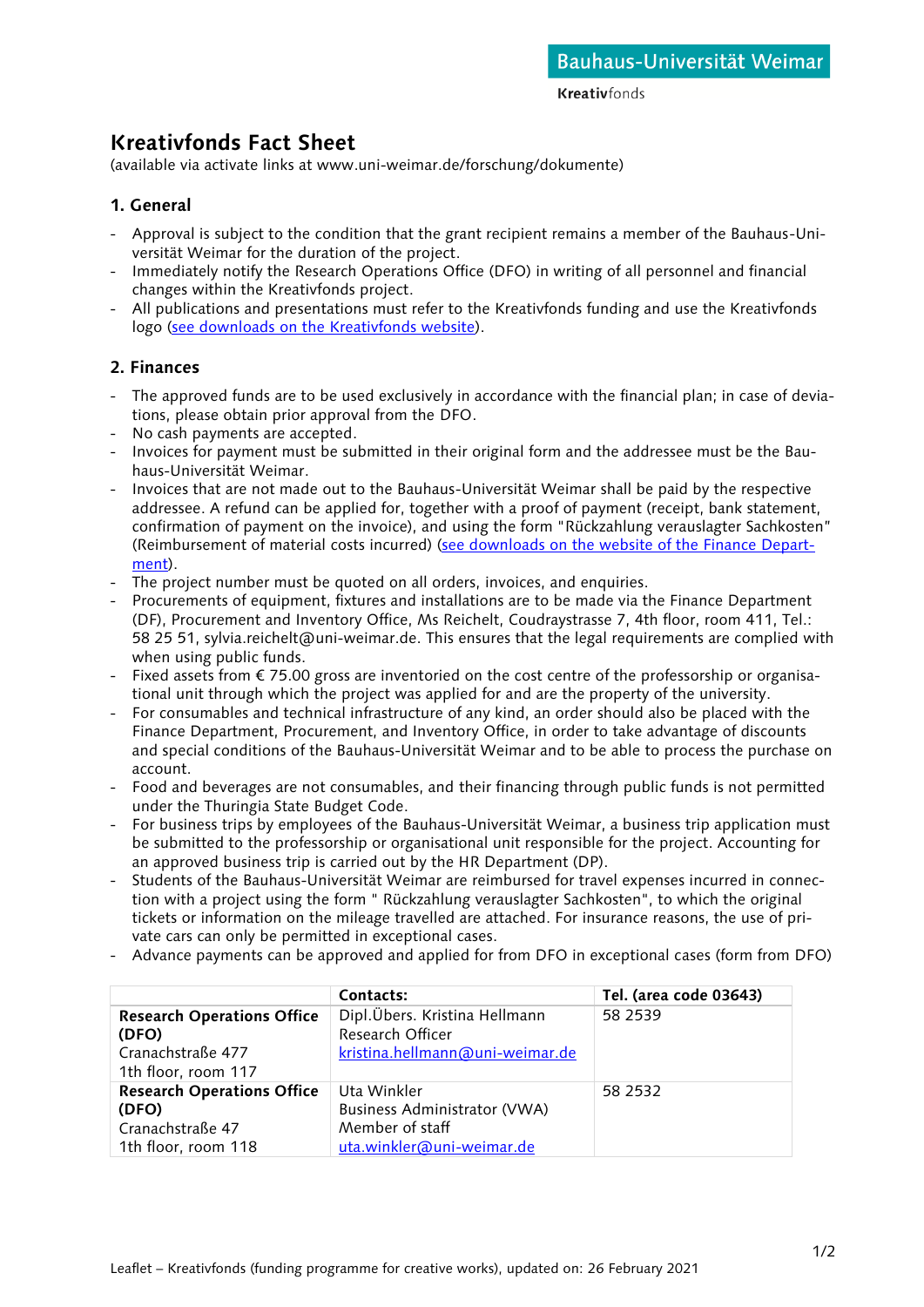Bauhaus-Universität Weimar

**Kreativ**fonds

# Kreativfonds Fact Sheet

(available via activate links at www.uni-weimar.de/forschung/dokumente)

## 1. General

- Approval is subject to the condition that the grant recipient remains a member of the Bauhaus-Universität Weimar for the duration of the project.
- Immediately notify the Research Operations Office (DFO) in writing of all personnel and financial changes within the Kreativfonds project.
- All publications and presentations must refer to the Kreativfonds funding and use the Kreativfonds logo (see downloads on the Kreativfonds website).

## 2. Finances

- The approved funds are to be used exclusively in accordance with the financial plan; in case of deviations, please obtain prior approval from the DFO.
- No cash payments are accepted.
- Invoices for payment must be submitted in their original form and the addressee must be the Bauhaus-Universität Weimar.
- Invoices that are not made out to the Bauhaus-Universität Weimar shall be paid by the respective addressee. A refund can be applied for, together with a proof of payment (receipt, bank statement, confirmation of payment on the invoice), and using the form "Rückzahlung verauslagter Sachkosten" (Reimbursement of material costs incurred) (see downloads on the website of the Finance Department).
- The project number must be quoted on all orders, invoices, and enquiries.
- Procurements of equipment, fixtures and installations are to be made via the Finance Department (DF), Procurement and Inventory Office, Ms Reichelt, Coudraystrasse 7, 4th floor, room 411, Tel.: 58 25 51, sylvia.reichelt@uni-weimar.de. This ensures that the legal requirements are complied with when using public funds.
- Fixed assets from € 75.00 gross are inventoried on the cost centre of the professorship or organisational unit through which the project was applied for and are the property of the university.
- For consumables and technical infrastructure of any kind, an order should also be placed with the Finance Department, Procurement, and Inventory Office, in order to take advantage of discounts and special conditions of the Bauhaus-Universität Weimar and to be able to process the purchase on account.
- Food and beverages are not consumables, and their financing through public funds is not permitted under the Thuringia State Budget Code.
- For business trips by employees of the Bauhaus-Universität Weimar, a business trip application must be submitted to the professorship or organisational unit responsible for the project. Accounting for an approved business trip is carried out by the HR Department (DP).
- Students of the Bauhaus-Universität Weimar are reimbursed for travel expenses incurred in connection with a project using the form " Rückzahlung verauslagter Sachkosten", to which the original tickets or information on the mileage travelled are attached. For insurance reasons, the use of private cars can only be permitted in exceptional cases.
- Advance payments can be approved and applied for from DFO in exceptional cases (form from DFO)

| | **Contacts:** | **Tel. (area code 03643)** |
|---|---|---|
| **Research Operations Office (DFO)**<br>Cranachstraße 477<br>1th floor, room 117 | Dipl.Übers. Kristina Hellmann<br>Research Officer<br>kristina.hellmann@uni-weimar.de | 58 2539 |
| **Research Operations Office (DFO)**<br>Cranachstraße 47<br>1th floor, room 118 | Uta Winkler<br>Business Administrator (VWA)<br>Member of staff<br>uta.winkler@uni-weimar.de | 58 2532 |

Leaflet – Kreativfonds (funding programme for creative works), updated on: 26 February 2021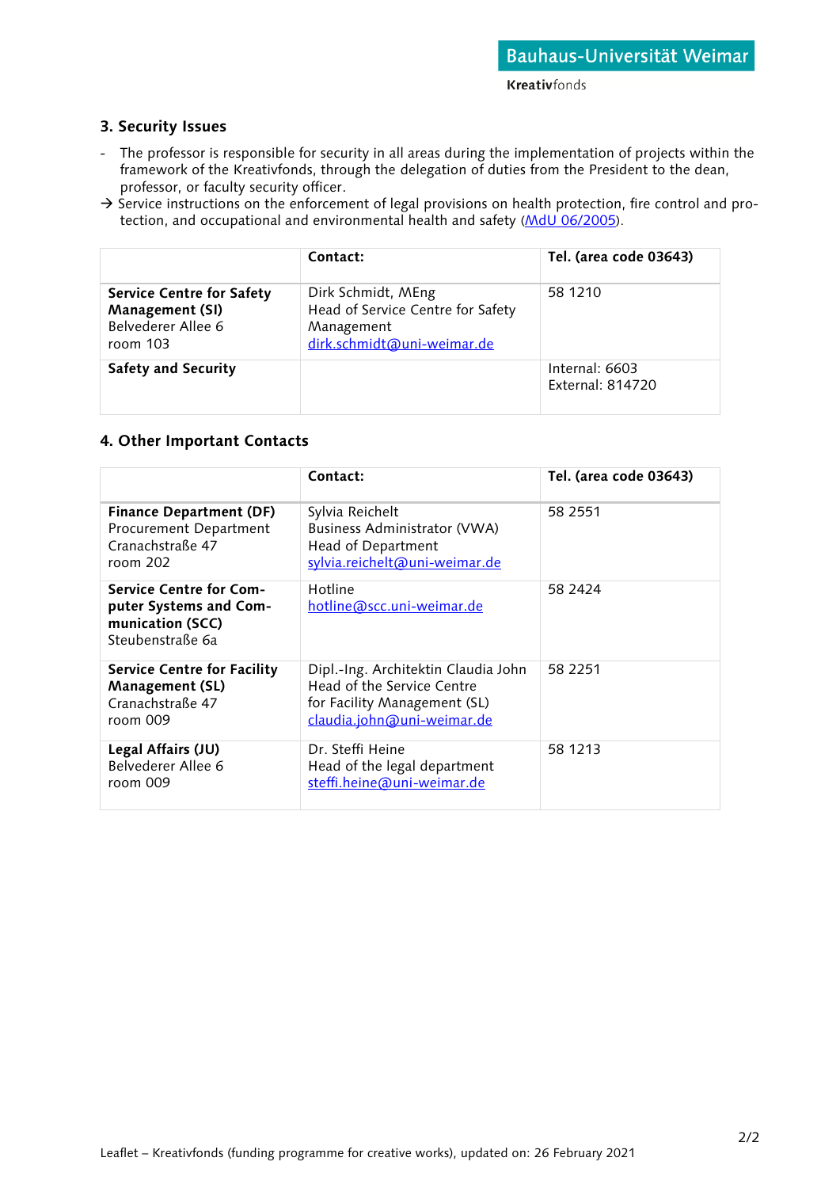## 3. Security Issues

- The professor is responsible for security in all areas during the implementation of projects within the framework of the Kreativfonds, through the delegation of duties from the President to the dean, professor, or faculty security officer.

→ Service instructions on the enforcement of legal provisions on health protection, fire control and protection, and occupational and environmental health and safety (MdU 06/2005).

| | Contact: | Tel. (area code 03643) |
|---|---|---|
| **Service Centre for Safety Management (SI)**<br>Belvederer Allee 6<br>room 103 | Dirk Schmidt, MEng<br>Head of Service Centre for Safety Management<br>dirk.schmidt@uni-weimar.de | 58 1210 |
| **Safety and Security** | | Internal: 6603<br>External: 814720 |

## 4. Other Important Contacts

| | Contact: | Tel. (area code 03643) |
|---|---|---|
| **Finance Department (DF)**<br>Procurement Department<br>Cranachstraße 47<br>room 202 | Sylvia Reichelt<br>Business Administrator (VWA)<br>Head of Department<br>sylvia.reichelt@uni-weimar.de | 58 2551 |
| **Service Centre for Computer Systems and Communication (SCC)**<br>Steubenstraße 6a | Hotline<br>hotline@scc.uni-weimar.de | 58 2424 |
| **Service Centre for Facility Management (SL)**<br>Cranachstraße 47<br>room 009 | Dipl.-Ing. Architektin Claudia John<br>Head of the Service Centre for Facility Management (SL)<br>claudia.john@uni-weimar.de | 58 2251 |
| **Legal Affairs (JU)**<br>Belvederer Allee 6<br>room 009 | Dr. Steffi Heine<br>Head of the legal department<br>steffi.heine@uni-weimar.de | 58 1213 |

Leaflet – Kreativfonds (funding programme for creative works), updated on: 26 February 2021